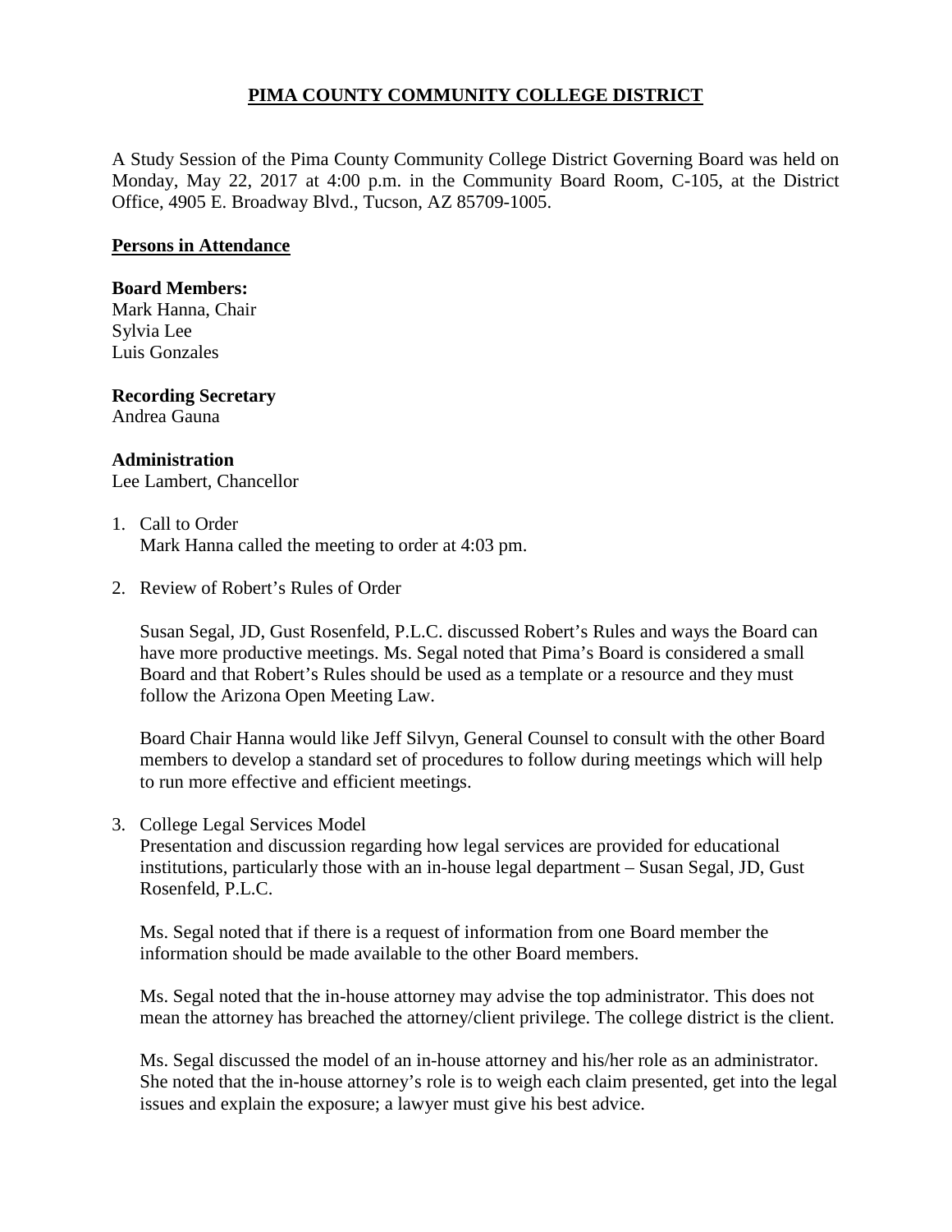# PIMA COUNTY COMMUNITY COLLEGE DISTRICT

A Study Session of the Pima County Community College District Governing Board was held on Monday, May 22, 2017 at 4:00 p.m. in the Community Board Room, C-105, at the District Office, 4905 E. Broadway Blvd., Tucson, AZ 85709-1005.

## Persons in Attendance

**Board Members:**
Mark Hanna, Chair
Sylvia Lee
Luis Gonzales

**Recording Secretary**
Andrea Gauna

**Administration**
Lee Lambert, Chancellor

1. Call to Order
   Mark Hanna called the meeting to order at 4:03 pm.

2. Review of Robert's Rules of Order

   Susan Segal, JD, Gust Rosenfeld, P.L.C. discussed Robert's Rules and ways the Board can have more productive meetings. Ms. Segal noted that Pima's Board is considered a small Board and that Robert's Rules should be used as a template or a resource and they must follow the Arizona Open Meeting Law.

   Board Chair Hanna would like Jeff Silvyn, General Counsel to consult with the other Board members to develop a standard set of procedures to follow during meetings which will help to run more effective and efficient meetings.

3. College Legal Services Model
   Presentation and discussion regarding how legal services are provided for educational institutions, particularly those with an in-house legal department – Susan Segal, JD, Gust Rosenfeld, P.L.C.

   Ms. Segal noted that if there is a request of information from one Board member the information should be made available to the other Board members.

   Ms. Segal noted that the in-house attorney may advise the top administrator. This does not mean the attorney has breached the attorney/client privilege. The college district is the client.

   Ms. Segal discussed the model of an in-house attorney and his/her role as an administrator. She noted that the in-house attorney's role is to weigh each claim presented, get into the legal issues and explain the exposure; a lawyer must give his best advice.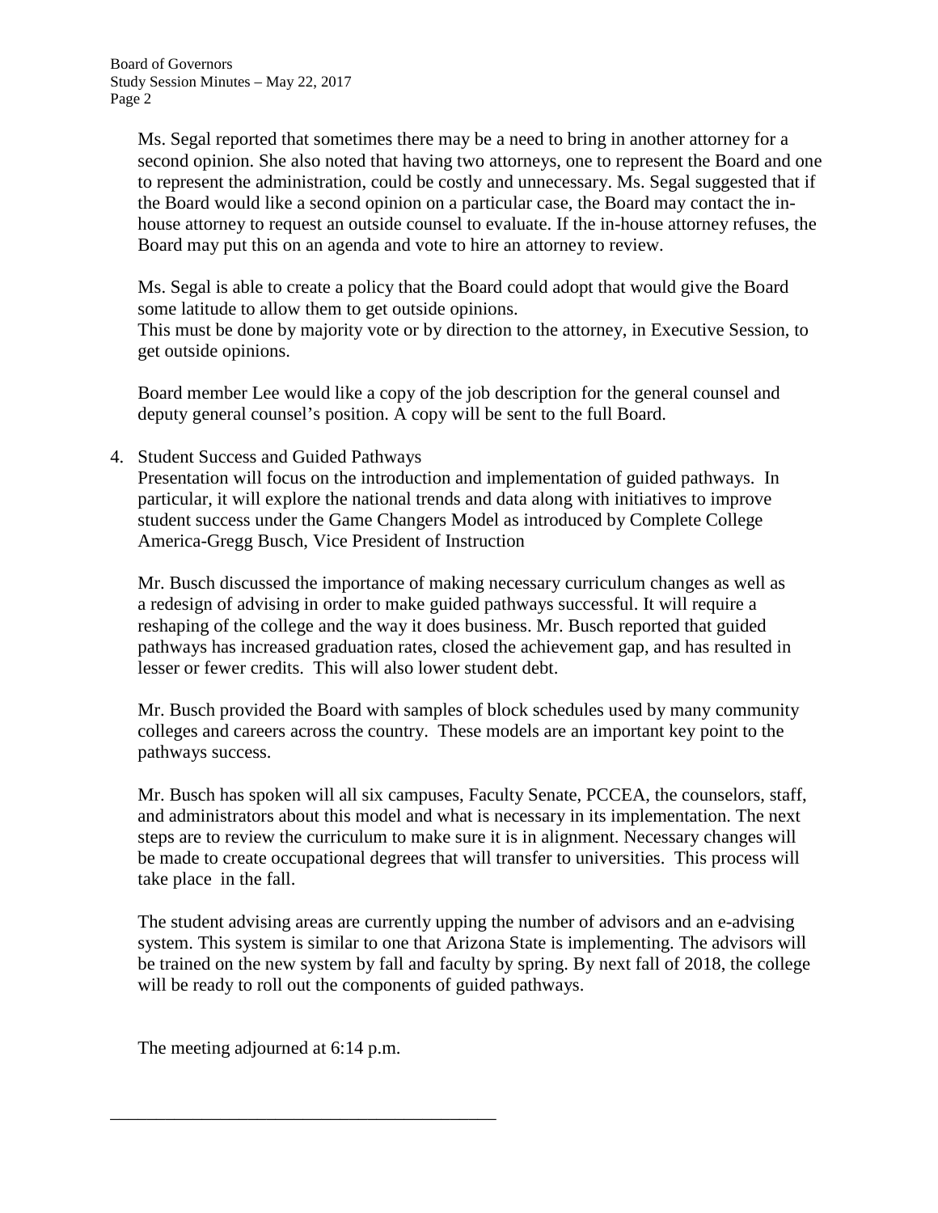Ms. Segal reported that sometimes there may be a need to bring in another attorney for a second opinion. She also noted that having two attorneys, one to represent the Board and one to represent the administration, could be costly and unnecessary. Ms. Segal suggested that if the Board would like a second opinion on a particular case, the Board may contact the in-house attorney to request an outside counsel to evaluate. If the in-house attorney refuses, the Board may put this on an agenda and vote to hire an attorney to review.

Ms. Segal is able to create a policy that the Board could adopt that would give the Board some latitude to allow them to get outside opinions.
This must be done by majority vote or by direction to the attorney, in Executive Session, to get outside opinions.

Board member Lee would like a copy of the job description for the general counsel and deputy general counsel's position. A copy will be sent to the full Board.

4. Student Success and Guided Pathways
   Presentation will focus on the introduction and implementation of guided pathways. In particular, it will explore the national trends and data along with initiatives to improve student success under the Game Changers Model as introduced by Complete College America-Gregg Busch, Vice President of Instruction

   Mr. Busch discussed the importance of making necessary curriculum changes as well as a redesign of advising in order to make guided pathways successful. It will require a reshaping of the college and the way it does business. Mr. Busch reported that guided pathways has increased graduation rates, closed the achievement gap, and has resulted in lesser or fewer credits. This will also lower student debt.

   Mr. Busch provided the Board with samples of block schedules used by many community colleges and careers across the country. These models are an important key point to the pathways success.

   Mr. Busch has spoken will all six campuses, Faculty Senate, PCCEA, the counselors, staff, and administrators about this model and what is necessary in its implementation. The next steps are to review the curriculum to make sure it is in alignment. Necessary changes will be made to create occupational degrees that will transfer to universities. This process will take place in the fall.

   The student advising areas are currently upping the number of advisors and an e-advising system. This system is similar to one that Arizona State is implementing. The advisors will be trained on the new system by fall and faculty by spring. By next fall of 2018, the college will be ready to roll out the components of guided pathways.

The meeting adjourned at 6:14 p.m.

\_\_\_\_\_\_\_\_\_\_\_\_\_\_\_\_\_\_\_\_\_\_\_\_\_\_\_\_\_\_\_\_\_\_\_\_\_\_\_\_\_\_\_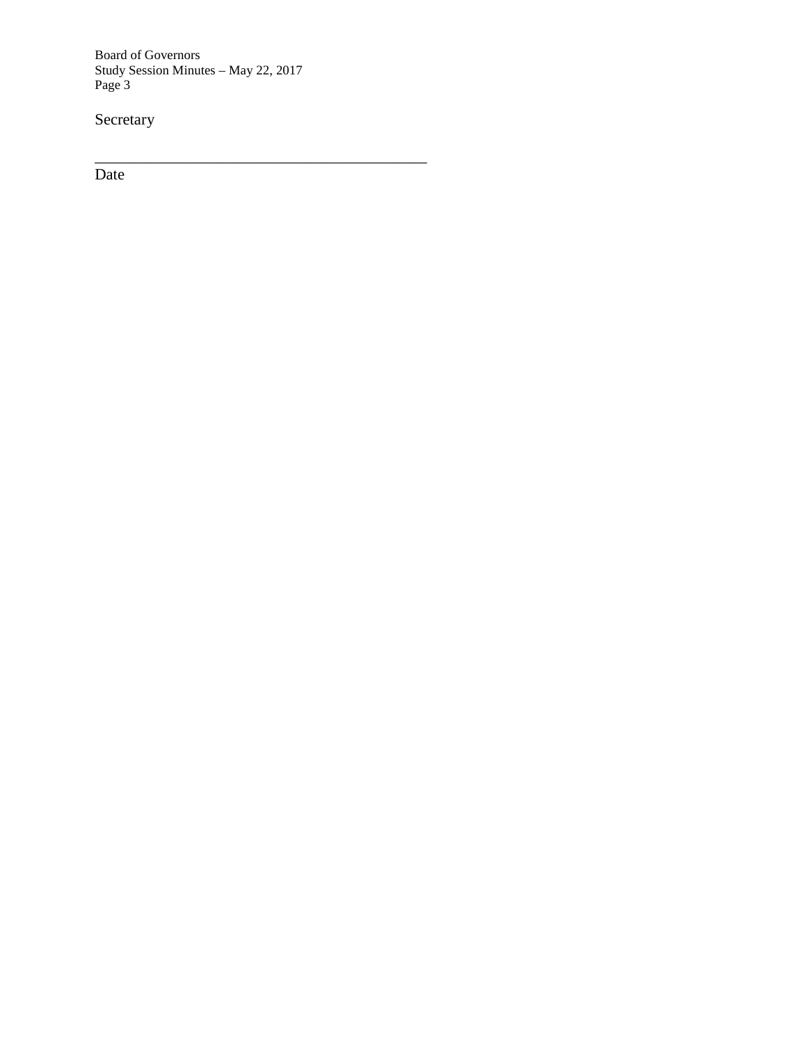Secretary

_____________________________________________

Date